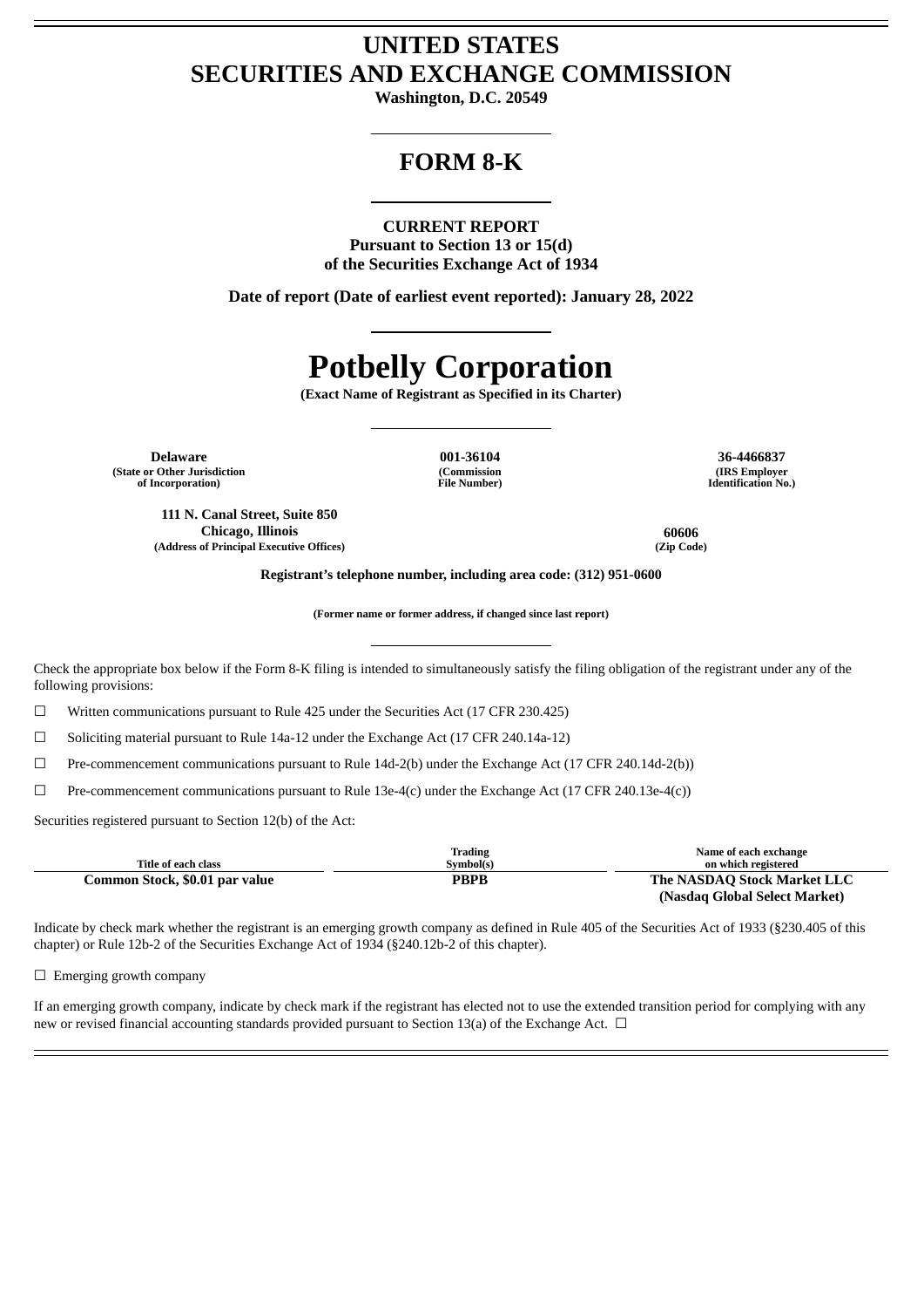# UNITED STATES
# SECURITIES AND EXCHANGE COMMISSION

**Washington, D.C. 20549**

## FORM 8-K

**CURRENT REPORT**
**Pursuant to Section 13 or 15(d)**
**of the Securities Exchange Act of 1934**

**Date of report (Date of earliest event reported): January 28, 2022**

# Potbelly Corporation

**(Exact Name of Registrant as Specified in its Charter)**

| Delaware | 001-36104 | 36-4466837 |
|---|---|---|
| (State or Other Jurisdiction of Incorporation) | (Commission File Number) | (IRS Employer Identification No.) |

| 111 N. Canal Street, Suite 850 Chicago, Illinois | 60606 |
|---|---|
| (Address of Principal Executive Offices) | (Zip Code) |

**Registrant's telephone number, including area code: (312) 951-0600**

**(Former name or former address, if changed since last report)**

Check the appropriate box below if the Form 8-K filing is intended to simultaneously satisfy the filing obligation of the registrant under any of the following provisions:

☐ Written communications pursuant to Rule 425 under the Securities Act (17 CFR 230.425)

☐ Soliciting material pursuant to Rule 14a-12 under the Exchange Act (17 CFR 240.14a-12)

☐ Pre-commencement communications pursuant to Rule 14d-2(b) under the Exchange Act (17 CFR 240.14d-2(b))

☐ Pre-commencement communications pursuant to Rule 13e-4(c) under the Exchange Act (17 CFR 240.13e-4(c))

Securities registered pursuant to Section 12(b) of the Act:

| Title of each class | Trading Symbol(s) | Name of each exchange on which registered |
|---|---|---|
| **Common Stock, $0.01 par value** | **PBPB** | **The NASDAQ Stock Market LLC (Nasdaq Global Select Market)** |

Indicate by check mark whether the registrant is an emerging growth company as defined in Rule 405 of the Securities Act of 1933 (§230.405 of this chapter) or Rule 12b-2 of the Securities Exchange Act of 1934 (§240.12b-2 of this chapter).

☐ Emerging growth company

If an emerging growth company, indicate by check mark if the registrant has elected not to use the extended transition period for complying with any new or revised financial accounting standards provided pursuant to Section 13(a) of the Exchange Act. ☐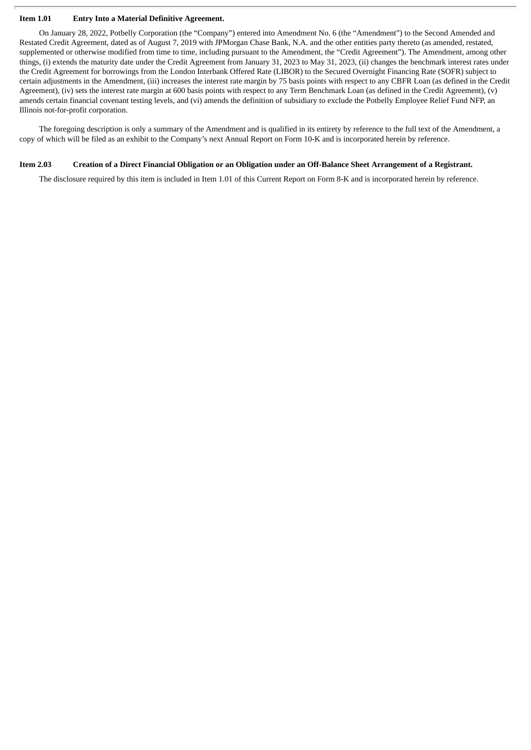**Item 1.01 Entry Into a Material Definitive Agreement.**

On January 28, 2022, Potbelly Corporation (the "Company") entered into Amendment No. 6 (the "Amendment") to the Second Amended and Restated Credit Agreement, dated as of August 7, 2019 with JPMorgan Chase Bank, N.A. and the other entities party thereto (as amended, restated, supplemented or otherwise modified from time to time, including pursuant to the Amendment, the "Credit Agreement"). The Amendment, among other things, (i) extends the maturity date under the Credit Agreement from January 31, 2023 to May 31, 2023, (ii) changes the benchmark interest rates under the Credit Agreement for borrowings from the London Interbank Offered Rate (LIBOR) to the Secured Overnight Financing Rate (SOFR) subject to certain adjustments in the Amendment, (iii) increases the interest rate margin by 75 basis points with respect to any CBFR Loan (as defined in the Credit Agreement), (iv) sets the interest rate margin at 600 basis points with respect to any Term Benchmark Loan (as defined in the Credit Agreement), (v) amends certain financial covenant testing levels, and (vi) amends the definition of subsidiary to exclude the Potbelly Employee Relief Fund NFP, an Illinois not-for-profit corporation.

The foregoing description is only a summary of the Amendment and is qualified in its entirety by reference to the full text of the Amendment, a copy of which will be filed as an exhibit to the Company's next Annual Report on Form 10-K and is incorporated herein by reference.

**Item 2.03 Creation of a Direct Financial Obligation or an Obligation under an Off-Balance Sheet Arrangement of a Registrant.**

The disclosure required by this item is included in Item 1.01 of this Current Report on Form 8-K and is incorporated herein by reference.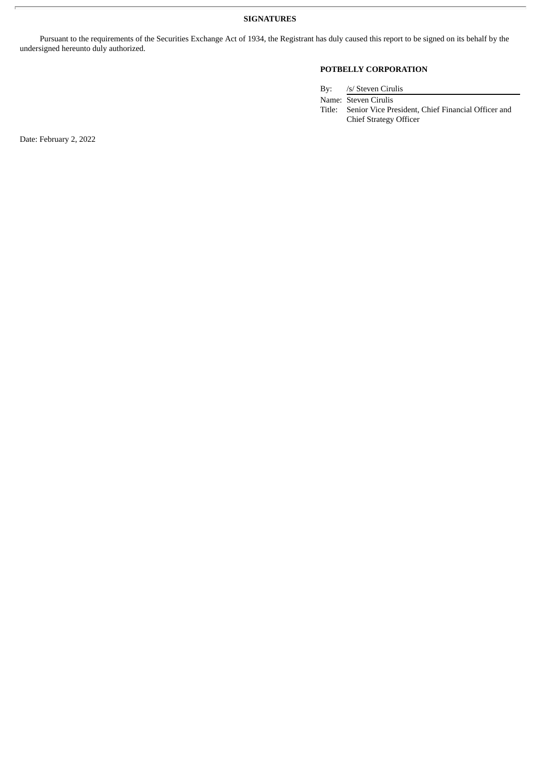**SIGNATURES**

Pursuant to the requirements of the Securities Exchange Act of 1934, the Registrant has duly caused this report to be signed on its behalf by the undersigned hereunto duly authorized.

**POTBELLY CORPORATION**

| | |
|---|---|
| By: | /s/ Steven Cirulis |
| Name: | Steven Cirulis |
| Title: | Senior Vice President, Chief Financial Officer and Chief Strategy Officer |

Date: February 2, 2022